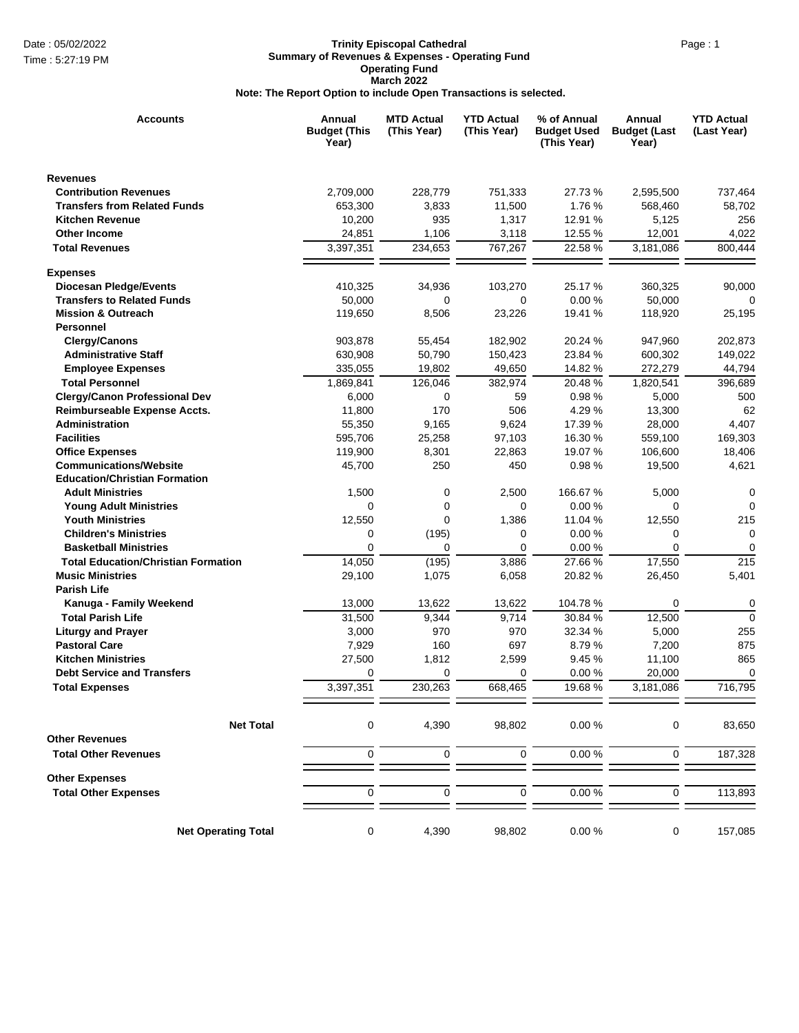Date : 05/02/2022
Time : 5:27:19 PM

# Trinity Episcopal Cathedral

## Summary of Revenues & Expenses - Operating Fund

**Operating Fund**

**March 2022**

**Note: The Report Option to include Open Transactions is selected.**

| Accounts | Annual Budget (This Year) | MTD Actual (This Year) | YTD Actual (This Year) | % of Annual Budget Used (This Year) | Annual Budget (Last Year) | YTD Actual (Last Year) |
|---|---|---|---|---|---|---|
| **Revenues** | | | | | | |
| **Contribution Revenues** | 2,709,000 | 228,779 | 751,333 | 27.73 % | 2,595,500 | 737,464 |
| **Transfers from Related Funds** | 653,300 | 3,833 | 11,500 | 1.76 % | 568,460 | 58,702 |
| **Kitchen Revenue** | 10,200 | 935 | 1,317 | 12.91 % | 5,125 | 256 |
| **Other Income** | 24,851 | 1,106 | 3,118 | 12.55 % | 12,001 | 4,022 |
| **Total Revenues** | 3,397,351 | 234,653 | 767,267 | 22.58 % | 3,181,086 | 800,444 |
| **Expenses** | | | | | | |
| **Diocesan Pledge/Events** | 410,325 | 34,936 | 103,270 | 25.17 % | 360,325 | 90,000 |
| **Transfers to Related Funds** | 50,000 | 0 | 0 | 0.00 % | 50,000 | 0 |
| **Mission & Outreach** | 119,650 | 8,506 | 23,226 | 19.41 % | 118,920 | 25,195 |
| **Personnel** | | | | | | |
| **Clergy/Canons** | 903,878 | 55,454 | 182,902 | 20.24 % | 947,960 | 202,873 |
| **Administrative Staff** | 630,908 | 50,790 | 150,423 | 23.84 % | 600,302 | 149,022 |
| **Employee Expenses** | 335,055 | 19,802 | 49,650 | 14.82 % | 272,279 | 44,794 |
| **Total Personnel** | 1,869,841 | 126,046 | 382,974 | 20.48 % | 1,820,541 | 396,689 |
| **Clergy/Canon Professional Dev** | 6,000 | 0 | 59 | 0.98 % | 5,000 | 500 |
| **Reimburseable Expense Accts.** | 11,800 | 170 | 506 | 4.29 % | 13,300 | 62 |
| **Administration** | 55,350 | 9,165 | 9,624 | 17.39 % | 28,000 | 4,407 |
| **Facilities** | 595,706 | 25,258 | 97,103 | 16.30 % | 559,100 | 169,303 |
| **Office Expenses** | 119,900 | 8,301 | 22,863 | 19.07 % | 106,600 | 18,406 |
| **Communications/Website** | 45,700 | 250 | 450 | 0.98 % | 19,500 | 4,621 |
| **Education/Christian Formation** | | | | | | |
| **Adult Ministries** | 1,500 | 0 | 2,500 | 166.67 % | 5,000 | 0 |
| **Young Adult Ministries** | 0 | 0 | 0 | 0.00 % | 0 | 0 |
| **Youth Ministries** | 12,550 | 0 | 1,386 | 11.04 % | 12,550 | 215 |
| **Children's Ministries** | 0 | (195) | 0 | 0.00 % | 0 | 0 |
| **Basketball Ministries** | 0 | 0 | 0 | 0.00 % | 0 | 0 |
| **Total Education/Christian Formation** | 14,050 | (195) | 3,886 | 27.66 % | 17,550 | 215 |
| **Music Ministries** | 29,100 | 1,075 | 6,058 | 20.82 % | 26,450 | 5,401 |
| **Parish Life** | | | | | | |
| **Kanuga - Family Weekend** | 13,000 | 13,622 | 13,622 | 104.78 % | 0 | 0 |
| **Total Parish Life** | 31,500 | 9,344 | 9,714 | 30.84 % | 12,500 | 0 |
| **Liturgy and Prayer** | 3,000 | 970 | 970 | 32.34 % | 5,000 | 255 |
| **Pastoral Care** | 7,929 | 160 | 697 | 8.79 % | 7,200 | 875 |
| **Kitchen Ministries** | 27,500 | 1,812 | 2,599 | 9.45 % | 11,100 | 865 |
| **Debt Service and Transfers** | 0 | 0 | 0 | 0.00 % | 20,000 | 0 |
| **Total Expenses** | 3,397,351 | 230,263 | 668,465 | 19.68 % | 3,181,086 | 716,795 |
| **Net Total** | 0 | 4,390 | 98,802 | 0.00 % | 0 | 83,650 |
| **Other Revenues** | | | | | | |
| **Total Other Revenues** | 0 | 0 | 0 | 0.00 % | 0 | 187,328 |
| **Other Expenses** | | | | | | |
| **Total Other Expenses** | 0 | 0 | 0 | 0.00 % | 0 | 113,893 |
| **Net Operating Total** | 0 | 4,390 | 98,802 | 0.00 % | 0 | 157,085 |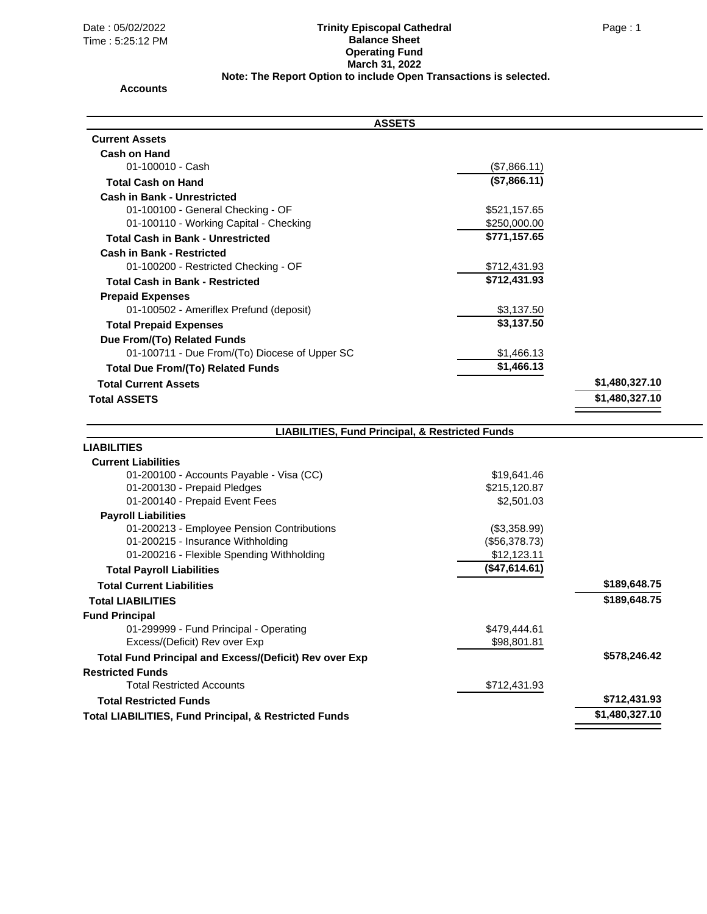Date : 05/02/2022
Time : 5:25:12 PM

# Trinity Episcopal Cathedral
## Balance Sheet
### Operating Fund
### March 31, 2022

**Note: The Report Option to include Open Transactions is selected.**

**Accounts**

| | | |
|---|---|---|
| **ASSETS** | | |
| **Current Assets** | | |
| **Cash on Hand** | | |
| 01-100010 - Cash | ($7,866.11) | |
| **Total Cash on Hand** | **($7,866.11)** | |
| **Cash in Bank - Unrestricted** | | |
| 01-100100 - General Checking - OF | $521,157.65 | |
| 01-100110 - Working Capital - Checking | $250,000.00 | |
| **Total Cash in Bank - Unrestricted** | **$771,157.65** | |
| **Cash in Bank - Restricted** | | |
| 01-100200 - Restricted Checking - OF | $712,431.93 | |
| **Total Cash in Bank - Restricted** | **$712,431.93** | |
| **Prepaid Expenses** | | |
| 01-100502 - Ameriflex Prefund (deposit) | $3,137.50 | |
| **Total Prepaid Expenses** | **$3,137.50** | |
| **Due From/(To) Related Funds** | | |
| 01-100711 - Due From/(To) Diocese of Upper SC | $1,466.13 | |
| **Total Due From/(To) Related Funds** | **$1,466.13** | |
| **Total Current Assets** | | **$1,480,327.10** |
| **Total ASSETS** | | **$1,480,327.10** |

| | | |
|---|---|---|
| **LIABILITIES, Fund Principal, & Restricted Funds** | | |
| **LIABILITIES** | | |
| **Current Liabilities** | | |
| 01-200100 - Accounts Payable - Visa (CC) | $19,641.46 | |
| 01-200130 - Prepaid Pledges | $215,120.87 | |
| 01-200140 - Prepaid Event Fees | $2,501.03 | |
| **Payroll Liabilities** | | |
| 01-200213 - Employee Pension Contributions | ($3,358.99) | |
| 01-200215 - Insurance Withholding | ($56,378.73) | |
| 01-200216 - Flexible Spending Withholding | $12,123.11 | |
| **Total Payroll Liabilities** | **($47,614.61)** | |
| **Total Current Liabilities** | | **$189,648.75** |
| **Total LIABILITIES** | | **$189,648.75** |
| **Fund Principal** | | |
| 01-299999 - Fund Principal - Operating | $479,444.61 | |
| Excess/(Deficit) Rev over Exp | $98,801.81 | |
| **Total Fund Principal and Excess/(Deficit) Rev over Exp** | | **$578,246.42** |
| **Restricted Funds** | | |
| Total Restricted Accounts | $712,431.93 | |
| **Total Restricted Funds** | | **$712,431.93** |
| **Total LIABILITIES, Fund Principal, & Restricted Funds** | | **$1,480,327.10** |